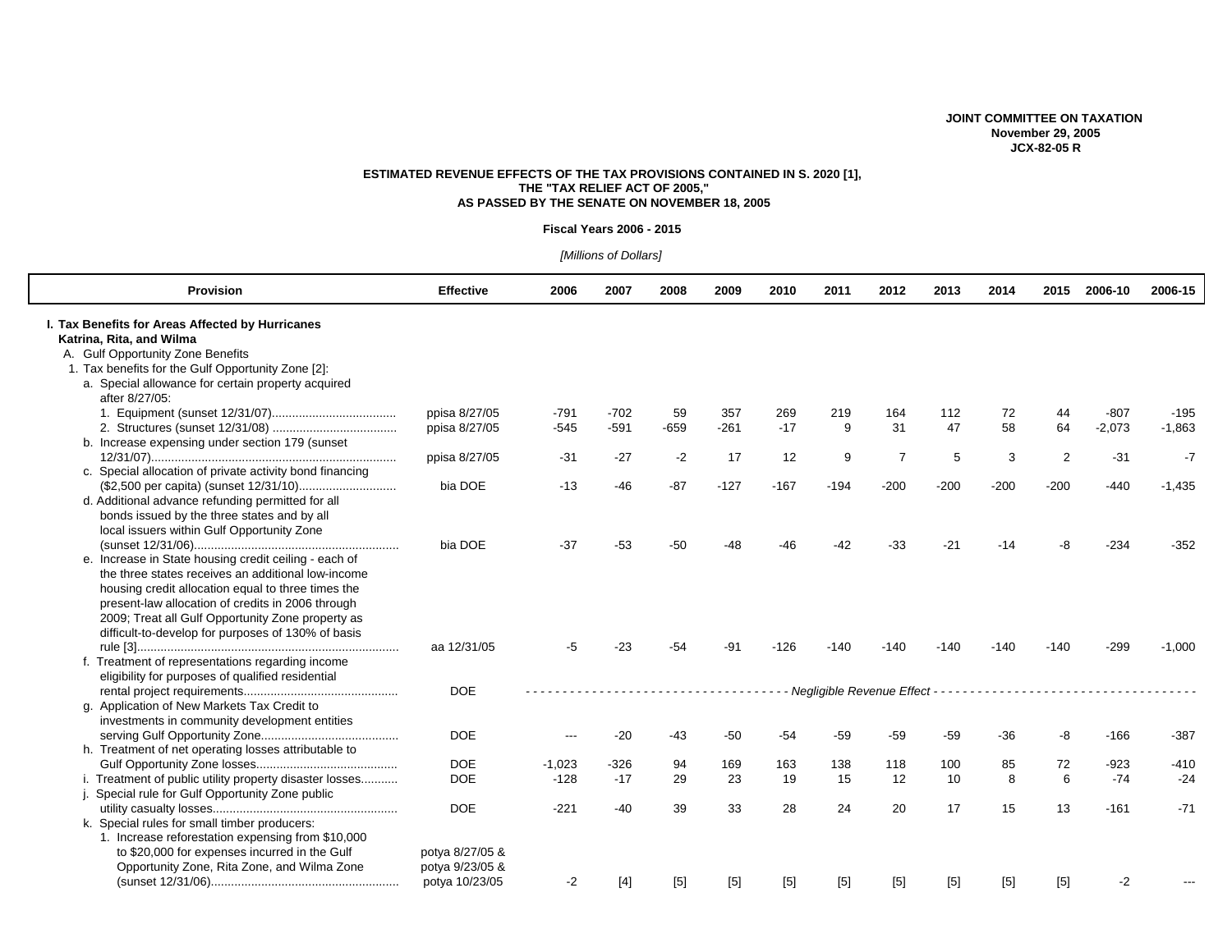**JOINT COMMITTEE ON TAXATION**
**November 29, 2005**
**JCX-82-05 R**

**ESTIMATED REVENUE EFFECTS OF THE TAX PROVISIONS CONTAINED IN S. 2020 [1], THE "TAX RELIEF ACT OF 2005," AS PASSED BY THE SENATE ON NOVEMBER 18, 2005**

**Fiscal Years 2006 - 2015**

*[Millions of Dollars]*

| Provision | Effective | 2006 | 2007 | 2008 | 2009 | 2010 | 2011 | 2012 | 2013 | 2014 | 2015 | 2006-10 | 2006-15 |
|---|---|---|---|---|---|---|---|---|---|---|---|---|---|
| **I. Tax Benefits for Areas Affected by Hurricanes Katrina, Rita, and Wilma** | | | | | | | | | | | | | |
| A. Gulf Opportunity Zone Benefits | | | | | | | | | | | | | |
| 1. Tax benefits for the Gulf Opportunity Zone [2]: | | | | | | | | | | | | | |
| a. Special allowance for certain property acquired after 8/27/05: | | | | | | | | | | | | | |
| 1. Equipment (sunset 12/31/07) | ppisa 8/27/05 | -791 | -702 | 59 | 357 | 269 | 219 | 164 | 112 | 72 | 44 | -807 | -195 |
| 2. Structures (sunset 12/31/08) | ppisa 8/27/05 | -545 | -591 | -659 | -261 | -17 | 9 | 31 | 47 | 58 | 64 | -2,073 | -1,863 |
| b. Increase expensing under section 179 (sunset 12/31/07) | ppisa 8/27/05 | -31 | -27 | -2 | 17 | 12 | 9 | 7 | 5 | 3 | 2 | -31 | -7 |
| c. Special allocation of private activity bond financing ($2,500 per capita) (sunset 12/31/10) | bia DOE | -13 | -46 | -87 | -127 | -167 | -194 | -200 | -200 | -200 | -200 | -440 | -1,435 |
| d. Additional advance refunding permitted for all bonds issued by the three states and by all local issuers within Gulf Opportunity Zone (sunset 12/31/06) | bia DOE | -37 | -53 | -50 | -48 | -46 | -42 | -33 | -21 | -14 | -8 | -234 | -352 |
| e. Increase in State housing credit ceiling - each of the three states receives an additional low-income housing credit allocation equal to three times the present-law allocation of credits in 2006 through 2009; Treat all Gulf Opportunity Zone property as difficult-to-develop for purposes of 130% of basis rule [3] | aa 12/31/05 | -5 | -23 | -54 | -91 | -126 | -140 | -140 | -140 | -140 | -140 | -299 | -1,000 |
| f. Treatment of representations regarding income eligibility for purposes of qualified residential rental project requirements | DOE | *Negligible Revenue Effect* | | | | | | | | | | | |
| g. Application of New Markets Tax Credit to investments in community development entities serving Gulf Opportunity Zone | DOE | --- | -20 | -43 | -50 | -54 | -59 | -59 | -59 | -36 | -8 | -166 | -387 |
| h. Treatment of net operating losses attributable to Gulf Opportunity Zone losses | DOE | -1,023 | -326 | 94 | 169 | 163 | 138 | 118 | 100 | 85 | 72 | -923 | -410 |
| i. Treatment of public utility property disaster losses | DOE | -128 | -17 | 29 | 23 | 19 | 15 | 12 | 10 | 8 | 6 | -74 | -24 |
| j. Special rule for Gulf Opportunity Zone public utility casualty losses | DOE | -221 | -40 | 39 | 33 | 28 | 24 | 20 | 17 | 15 | 13 | -161 | -71 |
| k. Special rules for small timber producers: | | | | | | | | | | | | | |
| 1. Increase reforestation expensing from $10,000 to $20,000 for expenses incurred in the Gulf Opportunity Zone, Rita Zone, and Wilma Zone (sunset 12/31/06) | potya 8/27/05 & potya 9/23/05 & potya 10/23/05 | -2 | [4] | [5] | [5] | [5] | [5] | [5] | [5] | [5] | [5] | -2 | --- |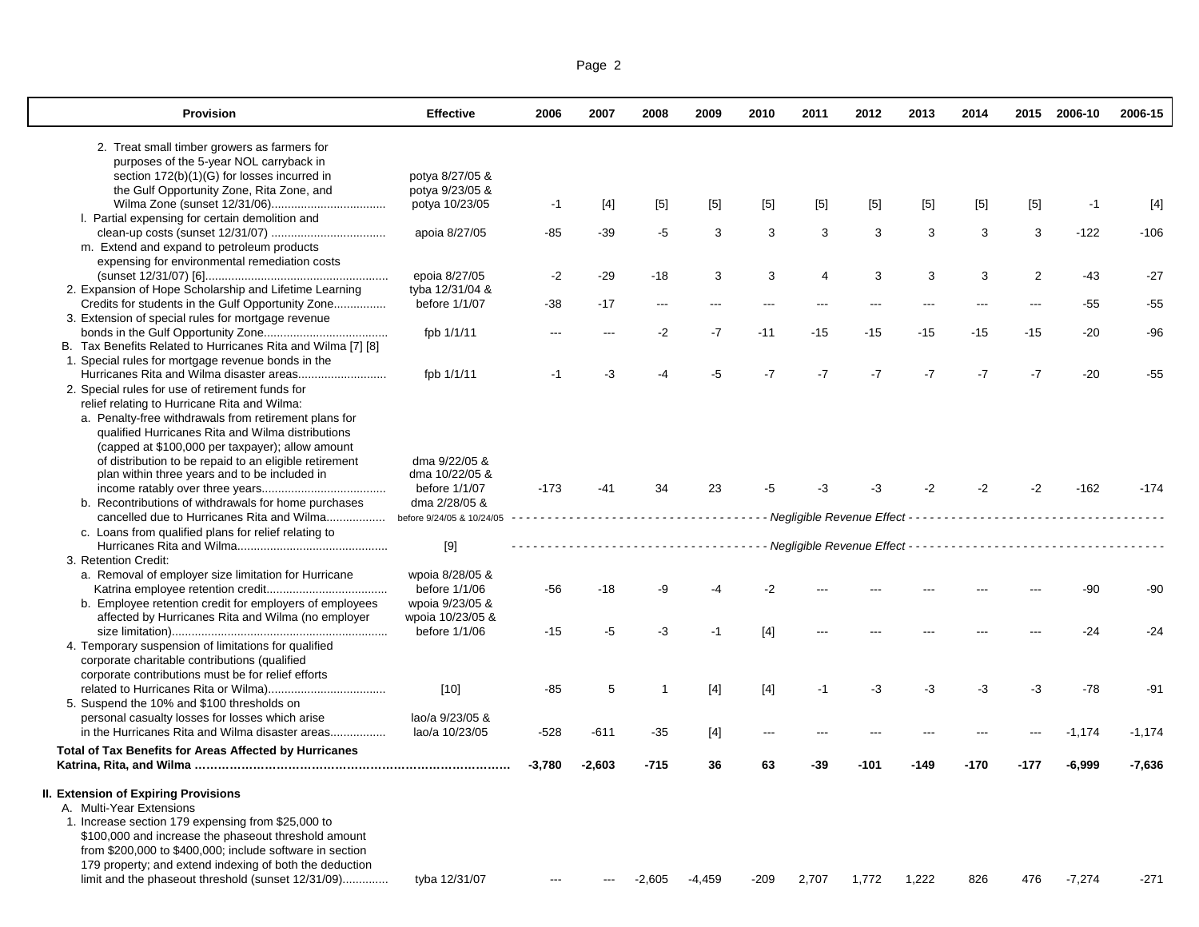| Provision | Effective | 2006 | 2007 | 2008 | 2009 | 2010 | 2011 | 2012 | 2013 | 2014 | 2015 | 2006-10 | 2006-15 |
|---|---|---|---|---|---|---|---|---|---|---|---|---|---|
| 2. Treat small timber growers as farmers for purposes of the 5-year NOL carryback in section 172(b)(1)(G) for losses incurred in the Gulf Opportunity Zone, Rita Zone, and Wilma Zone (sunset 12/31/06).................................. | potya 8/27/05 & potya 9/23/05 & potya 10/23/05 | -1 | [4] | [5] | [5] | [5] | [5] | [5] | [5] | [5] | [5] | -1 | [4] |
| l. Partial expensing for certain demolition and clean-up costs (sunset 12/31/07) .................................. | apoia 8/27/05 | -85 | -39 | -5 | 3 | 3 | 3 | 3 | 3 | 3 | 3 | -122 | -106 |
| m. Extend and expand to petroleum products expensing for environmental remediation costs (sunset 12/31/07) [6]........................................................ | epoia 8/27/05 | -2 | -29 | -18 | 3 | 3 | 4 | 3 | 3 | 3 | 2 | -43 | -27 |
| 2. Expansion of Hope Scholarship and Lifetime Learning Credits for students in the Gulf Opportunity Zone................ | tyba 12/31/04 & before 1/1/07 | -38 | -17 | --- | --- | --- | --- | --- | --- | --- | --- | -55 | -55 |
| 3. Extension of special rules for mortgage revenue bonds in the Gulf Opportunity Zone...................................... | fpb 1/1/11 | --- | --- | -2 | -7 | -11 | -15 | -15 | -15 | -15 | -15 | -20 | -96 |
| B. Tax Benefits Related to Hurricanes Rita and Wilma [7] [8] | | | | | | | | | | | | | |
| 1. Special rules for mortgage revenue bonds in the Hurricanes Rita and Wilma disaster areas.......................... | fpb 1/1/11 | -1 | -3 | -4 | -5 | -7 | -7 | -7 | -7 | -7 | -7 | -20 | -55 |
| 2. Special rules for use of retirement funds for relief relating to Hurricane Rita and Wilma: | | | | | | | | | | | | | |
| a. Penalty-free withdrawals from retirement plans for qualified Hurricanes Rita and Wilma distributions (capped at $100,000 per taxpayer); allow amount of distribution to be repaid to an eligible retirement plan within three years and to be included in income ratably over three years..................................... | dma 9/22/05 & dma 10/22/05 & before 1/1/07 | -173 | -41 | 34 | 23 | -5 | -3 | -3 | -2 | -2 | -2 | -162 | -174 |
| b. Recontributions of withdrawals for home purchases cancelled due to Hurricanes Rita and Wilma................. | dma 2/28/05 & before 9/24/05 & 10/24/05 | *Negligible Revenue Effect* | | | | | | | | | | | |
| c. Loans from qualified plans for relief relating to Hurricanes Rita and Wilma............................................. | [9] | *Negligible Revenue Effect* | | | | | | | | | | | |
| 3. Retention Credit: | | | | | | | | | | | | | |
| a. Removal of employer size limitation for Hurricane Katrina employee retention credit.................................... | wpoia 8/28/05 & before 1/1/06 | -56 | -18 | -9 | -4 | -2 | --- | --- | --- | --- | --- | -90 | -90 |
| b. Employee retention credit for employers of employees affected by Hurricanes Rita and Wilma (no employer size limitation)................................................................. | wpoia 9/23/05 & wpoia 10/23/05 & before 1/1/06 | -15 | -5 | -3 | -1 | [4] | --- | --- | --- | --- | --- | -24 | -24 |
| 4. Temporary suspension of limitations for qualified corporate charitable contributions (qualified corporate contributions must be for relief efforts related to Hurricanes Rita or Wilma)................................... | [10] | -85 | 5 | 1 | [4] | [4] | -1 | -3 | -3 | -3 | -3 | -78 | -91 |
| 5. Suspend the 10% and $100 thresholds on personal casualty losses for losses which arise in the Hurricanes Rita and Wilma disaster areas................ | lao/a 9/23/05 & lao/a 10/23/05 | -528 | -611 | -35 | [4] | --- | --- | --- | --- | --- | --- | -1,174 | -1,174 |
| **Total of Tax Benefits for Areas Affected by Hurricanes Katrina, Rita, and Wilma ..........................................................................** | | **-3,780** | **-2,603** | **-715** | **36** | **63** | **-39** | **-101** | **-149** | **-170** | **-177** | **-6,999** | **-7,636** |
| **II. Extension of Expiring Provisions** | | | | | | | | | | | | | |
| A. Multi-Year Extensions | | | | | | | | | | | | | |
| 1. Increase section 179 expensing from $25,000 to $100,000 and increase the phaseout threshold amount from $200,000 to $400,000; include software in section 179 property; and extend indexing of both the deduction limit and the phaseout threshold (sunset 12/31/09)............. | tyba 12/31/07 | --- | --- | -2,605 | -4,459 | -209 | 2,707 | 1,772 | 1,222 | 826 | 476 | -7,274 | -271 |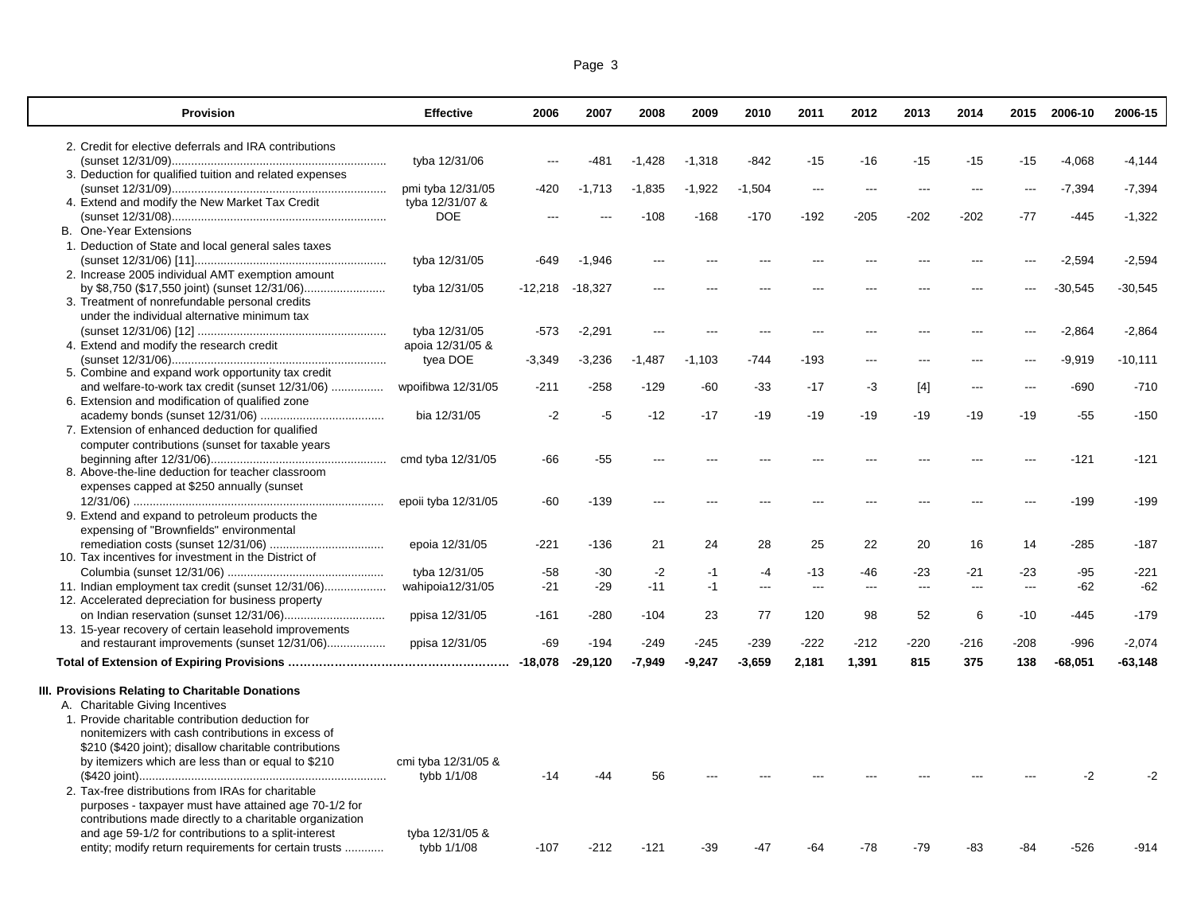| Provision | Effective | 2006 | 2007 | 2008 | 2009 | 2010 | 2011 | 2012 | 2013 | 2014 | 2015 | 2006-10 | 2006-15 |
|---|---|---|---|---|---|---|---|---|---|---|---|---|---|
| 2. Credit for elective deferrals and IRA contributions (sunset 12/31/09)................................................................. | tyba 12/31/06 | --- | -481 | -1,428 | -1,318 | -842 | -15 | -16 | -15 | -15 | -15 | -4,068 | -4,144 |
| 3. Deduction for qualified tuition and related expenses (sunset 12/31/09)................................................................. | pmi tyba 12/31/05 | -420 | -1,713 | -1,835 | -1,922 | -1,504 | --- | --- | --- | --- | --- | -7,394 | -7,394 |
| 4. Extend and modify the New Market Tax Credit (sunset 12/31/08)................................................................. | tyba 12/31/07 & DOE | --- | --- | -108 | -168 | -170 | -192 | -205 | -202 | -202 | -77 | -445 | -1,322 |
| B. One-Year Extensions | | | | | | | | | | | | | |
| 1. Deduction of State and local general sales taxes (sunset 12/31/06) [11]........................................................... | tyba 12/31/05 | -649 | -1,946 | --- | --- | --- | --- | --- | --- | --- | --- | -2,594 | -2,594 |
| 2. Increase 2005 individual AMT exemption amount by $8,750 ($17,550 joint) (sunset 12/31/06)......................... | tyba 12/31/05 | -12,218 | -18,327 | --- | --- | --- | --- | --- | --- | --- | --- | -30,545 | -30,545 |
| 3. Treatment of nonrefundable personal credits under the individual alternative minimum tax (sunset 12/31/06) [12] ......................................................... | tyba 12/31/05 | -573 | -2,291 | --- | --- | --- | --- | --- | --- | --- | --- | -2,864 | -2,864 |
| 4. Extend and modify the research credit (sunset 12/31/06)................................................................. | apoia 12/31/05 & tyea DOE | -3,349 | -3,236 | -1,487 | -1,103 | -744 | -193 | --- | --- | --- | --- | -9,919 | -10,111 |
| 5. Combine and expand work opportunity tax credit and welfare-to-work tax credit (sunset 12/31/06) ................ | wpoifibwa 12/31/05 | -211 | -258 | -129 | -60 | -33 | -17 | -3 | [4] | --- | --- | -690 | -710 |
| 6. Extension and modification of qualified zone academy bonds (sunset 12/31/06) ..................................... | bia 12/31/05 | -2 | -5 | -12 | -17 | -19 | -19 | -19 | -19 | -19 | -19 | -55 | -150 |
| 7. Extension of enhanced deduction for qualified computer contributions (sunset for taxable years beginning after 12/31/06)..................................................... | cmd tyba 12/31/05 | -66 | -55 | --- | --- | --- | --- | --- | --- | --- | --- | -121 | -121 |
| 8. Above-the-line deduction for teacher classroom expenses capped at $250 annually (sunset 12/31/06) ........................................................................... | epoii tyba 12/31/05 | -60 | -139 | --- | --- | --- | --- | --- | --- | --- | --- | -199 | -199 |
| 9. Extend and expand to petroleum products the expensing of "Brownfields" environmental remediation costs (sunset 12/31/06) .................................. | epoia 12/31/05 | -221 | -136 | 21 | 24 | 28 | 25 | 22 | 20 | 16 | 14 | -285 | -187 |
| 10. Tax incentives for investment in the District of Columbia (sunset 12/31/06) ................................................ | tyba 12/31/05 | -58 | -30 | -2 | -1 | -4 | -13 | -46 | -23 | -21 | -23 | -95 | -221 |
| 11. Indian employment tax credit (sunset 12/31/06).................. | wahipoia12/31/05 | -21 | -29 | -11 | -1 | --- | --- | --- | --- | --- | --- | -62 | -62 |
| 12. Accelerated depreciation for business property on Indian reservation (sunset 12/31/06).............................. | ppisa 12/31/05 | -161 | -280 | -104 | 23 | 77 | 120 | 98 | 52 | 6 | -10 | -445 | -179 |
| 13. 15-year recovery of certain leasehold improvements and restaurant improvements (sunset 12/31/06).................. | ppisa 12/31/05 | -69 | -194 | -249 | -245 | -239 | -222 | -212 | -220 | -216 | -208 | -996 | -2,074 |
| **Total of Extension of Expiring Provisions ……………………………………………….** | | **-18,078** | **-29,120** | **-7,949** | **-9,247** | **-3,659** | **2,181** | **1,391** | **815** | **375** | **138** | **-68,051** | **-63,148** |
| **III. Provisions Relating to Charitable Donations** | | | | | | | | | | | | | |
| A. Charitable Giving Incentives | | | | | | | | | | | | | |
| 1. Provide charitable contribution deduction for nonitemizers with cash contributions in excess of $210 ($420 joint); disallow charitable contributions by itemizers which are less than or equal to $210 ($420 joint)............................................................................ | cmi tyba 12/31/05 & tybb 1/1/08 | -14 | -44 | 56 | --- | --- | --- | --- | --- | --- | --- | -2 | -2 |
| 2. Tax-free distributions from IRAs for charitable purposes - taxpayer must have attained age 70-1/2 for contributions made directly to a charitable organization and age 59-1/2 for contributions to a split-interest entity; modify return requirements for certain trusts ............ | tyba 12/31/05 & tybb 1/1/08 | -107 | -212 | -121 | -39 | -47 | -64 | -78 | -79 | -83 | -84 | -526 | -914 |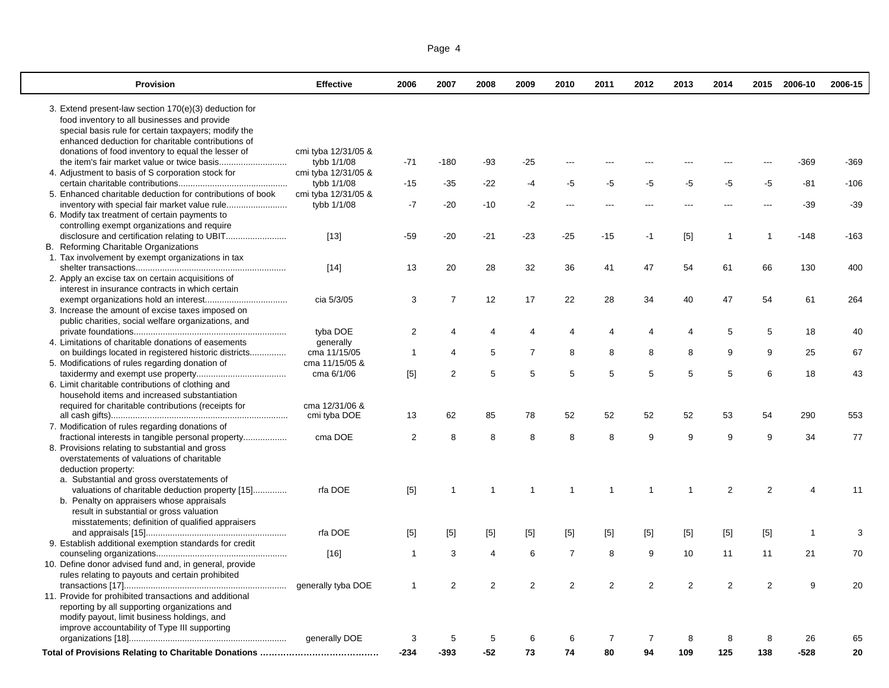| Provision | Effective | 2006 | 2007 | 2008 | 2009 | 2010 | 2011 | 2012 | 2013 | 2014 | 2015 | 2006-10 | 2006-15 |
|---|---|---|---|---|---|---|---|---|---|---|---|---|---|
| 3. Extend present-law section 170(e)(3) deduction for food inventory to all businesses and provide special basis rule for certain taxpayers; modify the enhanced deduction for charitable contributions of donations of food inventory to equal the lesser of the item's fair market value or twice basis | cmi tyba 12/31/05 & tybb 1/1/08 | -71 | -180 | -93 | -25 | --- | --- | --- | --- | --- | --- | -369 | -369 |
| 4. Adjustment to basis of S corporation stock for certain charitable contributions | cmi tyba 12/31/05 & tybb 1/1/08 | -15 | -35 | -22 | -4 | -5 | -5 | -5 | -5 | -5 | -5 | -81 | -106 |
| 5. Enhanced charitable deduction for contributions of book inventory with special fair market value rule | cmi tyba 12/31/05 & tybb 1/1/08 | -7 | -20 | -10 | -2 | --- | --- | --- | --- | --- | --- | -39 | -39 |
| 6. Modify tax treatment of certain payments to controlling exempt organizations and require disclosure and certification relating to UBIT | [13] | -59 | -20 | -21 | -23 | -25 | -15 | -1 | [5] | 1 | 1 | -148 | -163 |
| B. Reforming Charitable Organizations | | | | | | | | | | | | | |
| 1. Tax involvement by exempt organizations in tax shelter transactions | [14] | 13 | 20 | 28 | 32 | 36 | 41 | 47 | 54 | 61 | 66 | 130 | 400 |
| 2. Apply an excise tax on certain acquisitions of interest in insurance contracts in which certain exempt organizations hold an interest | cia 5/3/05 | 3 | 7 | 12 | 17 | 22 | 28 | 34 | 40 | 47 | 54 | 61 | 264 |
| 3. Increase the amount of excise taxes imposed on public charities, social welfare organizations, and private foundations | tyba DOE | 2 | 4 | 4 | 4 | 4 | 4 | 4 | 4 | 5 | 5 | 18 | 40 |
| 4. Limitations of charitable donations of easements on buildings located in registered historic districts | generally cma 11/15/05 | 1 | 4 | 5 | 7 | 8 | 8 | 8 | 8 | 9 | 9 | 25 | 67 |
| 5. Modifications of rules regarding donation of taxidermy and exempt use property | cma 11/15/05 & cma 6/1/06 | [5] | 2 | 5 | 5 | 5 | 5 | 5 | 5 | 5 | 6 | 18 | 43 |
| 6. Limit charitable contributions of clothing and household items and increased substantiation required for charitable contributions (receipts for all cash gifts) | cma 12/31/06 & cmi tyba DOE | 13 | 62 | 85 | 78 | 52 | 52 | 52 | 52 | 53 | 54 | 290 | 553 |
| 7. Modification of rules regarding donations of fractional interests in tangible personal property | cma DOE | 2 | 8 | 8 | 8 | 8 | 8 | 9 | 9 | 9 | 9 | 34 | 77 |
| 8. Provisions relating to substantial and gross overstatements of valuations of charitable deduction property: | | | | | | | | | | | | | |
| a. Substantial and gross overstatements of valuations of charitable deduction property [15] | rfa DOE | [5] | 1 | 1 | 1 | 1 | 1 | 1 | 1 | 2 | 2 | 4 | 11 |
| b. Penalty on appraisers whose appraisals result in substantial or gross valuation misstatements; definition of qualified appraisers and appraisals [15] | rfa DOE | [5] | [5] | [5] | [5] | [5] | [5] | [5] | [5] | [5] | [5] | 1 | 3 |
| 9. Establish additional exemption standards for credit counseling organizations | [16] | 1 | 3 | 4 | 6 | 7 | 8 | 9 | 10 | 11 | 11 | 21 | 70 |
| 10. Define donor advised fund and, in general, provide rules relating to payouts and certain prohibited transactions [17] | generally tyba DOE | 1 | 2 | 2 | 2 | 2 | 2 | 2 | 2 | 2 | 2 | 9 | 20 |
| 11. Provide for prohibited transactions and additional reporting by all supporting organizations and modify payout, limit business holdings, and improve accountability of Type III supporting organizations [18] | generally DOE | 3 | 5 | 5 | 6 | 6 | 7 | 7 | 8 | 8 | 8 | 26 | 65 |
| **Total of Provisions Relating to Charitable Donations** | | **-234** | **-393** | **-52** | **73** | **74** | **80** | **94** | **109** | **125** | **138** | **-528** | **20** |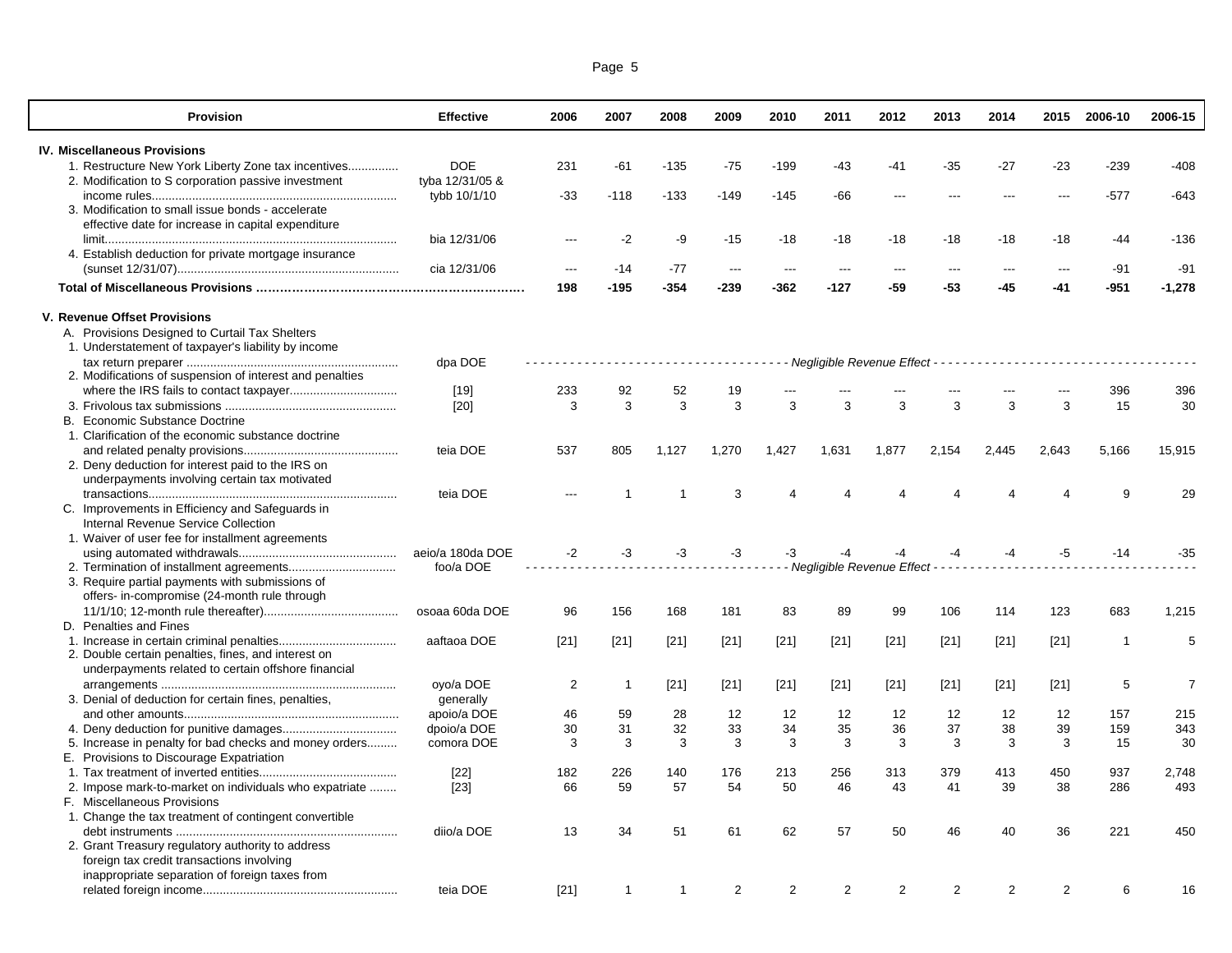| Provision | Effective | 2006 | 2007 | 2008 | 2009 | 2010 | 2011 | 2012 | 2013 | 2014 | 2015 | 2006-10 | 2006-15 |
|---|---|---|---|---|---|---|---|---|---|---|---|---|---|
| **IV. Miscellaneous Provisions** | | | | | | | | | | | | | |
| 1. Restructure New York Liberty Zone tax incentives.............. | DOE | 231 | -61 | -135 | -75 | -199 | -43 | -41 | -35 | -27 | -23 | -239 | -408 |
| 2. Modification to S corporation passive investment income rules......................................................................... | tyba 12/31/05 & tybb 10/1/10 | -33 | -118 | -133 | -149 | -145 | -66 | --- | --- | --- | --- | -577 | -643 |
| 3. Modification to small issue bonds - accelerate effective date for increase in capital expenditure limit....................................................................................... | bia 12/31/06 | --- | -2 | -9 | -15 | -18 | -18 | -18 | -18 | -18 | -18 | -44 | -136 |
| 4. Establish deduction for private mortgage insurance (sunset 12/31/07).................................................................. | cia 12/31/06 | --- | -14 | -77 | --- | --- | --- | --- | --- | --- | --- | -91 | -91 |
| **Total of Miscellaneous Provisions ..............................................................** | | **198** | **-195** | **-354** | **-239** | **-362** | **-127** | **-59** | **-53** | **-45** | **-41** | **-951** | **-1,278** |
| **V. Revenue Offset Provisions** | | | | | | | | | | | | | |
| A. Provisions Designed to Curtail Tax Shelters | | | | | | | | | | | | | |
| 1. Understatement of taxpayer's liability by income tax return preparer ............................................................... | dpa DOE | *Negligible Revenue Effect* | | | | | | | | | | | |
| 2. Modifications of suspension of interest and penalties where the IRS fails to contact taxpayer................................ | [19] | 233 | 92 | 52 | 19 | --- | --- | --- | --- | --- | --- | 396 | 396 |
| 3. Frivolous tax submissions ................................................... | [20] | 3 | 3 | 3 | 3 | 3 | 3 | 3 | 3 | 3 | 3 | 15 | 30 |
| B. Economic Substance Doctrine | | | | | | | | | | | | | |
| 1. Clarification of the economic substance doctrine and related penalty provisions............................................. | teia DOE | 537 | 805 | 1,127 | 1,270 | 1,427 | 1,631 | 1,877 | 2,154 | 2,445 | 2,643 | 5,166 | 15,915 |
| 2. Deny deduction for interest paid to the IRS on underpayments involving certain tax motivated transactions.......................................................................... | teia DOE | --- | 1 | 1 | 3 | 4 | 4 | 4 | 4 | 4 | 4 | 9 | 29 |
| C. Improvements in Efficiency and Safeguards in Internal Revenue Service Collection | | | | | | | | | | | | | |
| 1. Waiver of user fee for installment agreements using automated withdrawals............................................... | aeio/a 180da DOE | -2 | -3 | -3 | -3 | -3 | -4 | -4 | -4 | -4 | -5 | -14 | -35 |
| 2. Termination of installment agreements................................ | foo/a DOE | *Negligible Revenue Effect* | | | | | | | | | | | |
| 3. Require partial payments with submissions of offers- in-compromise (24-month rule through 11/1/10; 12-month rule thereafter)........................................ | osoaa 60da DOE | 96 | 156 | 168 | 181 | 83 | 89 | 99 | 106 | 114 | 123 | 683 | 1,215 |
| D. Penalties and Fines | | | | | | | | | | | | | |
| 1. Increase in certain criminal penalties................................... | aaftaoa DOE | [21] | [21] | [21] | [21] | [21] | [21] | [21] | [21] | [21] | [21] | 1 | 5 |
| 2. Double certain penalties, fines, and interest on underpayments related to certain offshore financial arrangements ...................................................................... | oyo/a DOE | 2 | 1 | [21] | [21] | [21] | [21] | [21] | [21] | [21] | [21] | 5 | 7 |
| 3. Denial of deduction for certain fines, penalties, and other amounts................................................................ | generally apoio/a DOE | 46 | 59 | 28 | 12 | 12 | 12 | 12 | 12 | 12 | 12 | 157 | 215 |
| 4. Deny deduction for punitive damages.................................. | dpoio/a DOE | 30 | 31 | 32 | 33 | 34 | 35 | 36 | 37 | 38 | 39 | 159 | 343 |
| 5. Increase in penalty for bad checks and money orders......... | comora DOE | 3 | 3 | 3 | 3 | 3 | 3 | 3 | 3 | 3 | 3 | 15 | 30 |
| E. Provisions to Discourage Expatriation | | | | | | | | | | | | | |
| 1. Tax treatment of inverted entities......................................... | [22] | 182 | 226 | 140 | 176 | 213 | 256 | 313 | 379 | 413 | 450 | 937 | 2,748 |
| 2. Impose mark-to-market on individuals who expatriate ........ | [23] | 66 | 59 | 57 | 54 | 50 | 46 | 43 | 41 | 39 | 38 | 286 | 493 |
| F. Miscellaneous Provisions | | | | | | | | | | | | | |
| 1. Change the tax treatment of contingent convertible debt instruments ................................................................... | diio/a DOE | 13 | 34 | 51 | 61 | 62 | 57 | 50 | 46 | 40 | 36 | 221 | 450 |
| 2. Grant Treasury regulatory authority to address foreign tax credit transactions involving inappropriate separation of foreign taxes from related foreign income.......................................................... | teia DOE | [21] | 1 | 1 | 2 | 2 | 2 | 2 | 2 | 2 | 2 | 6 | 16 |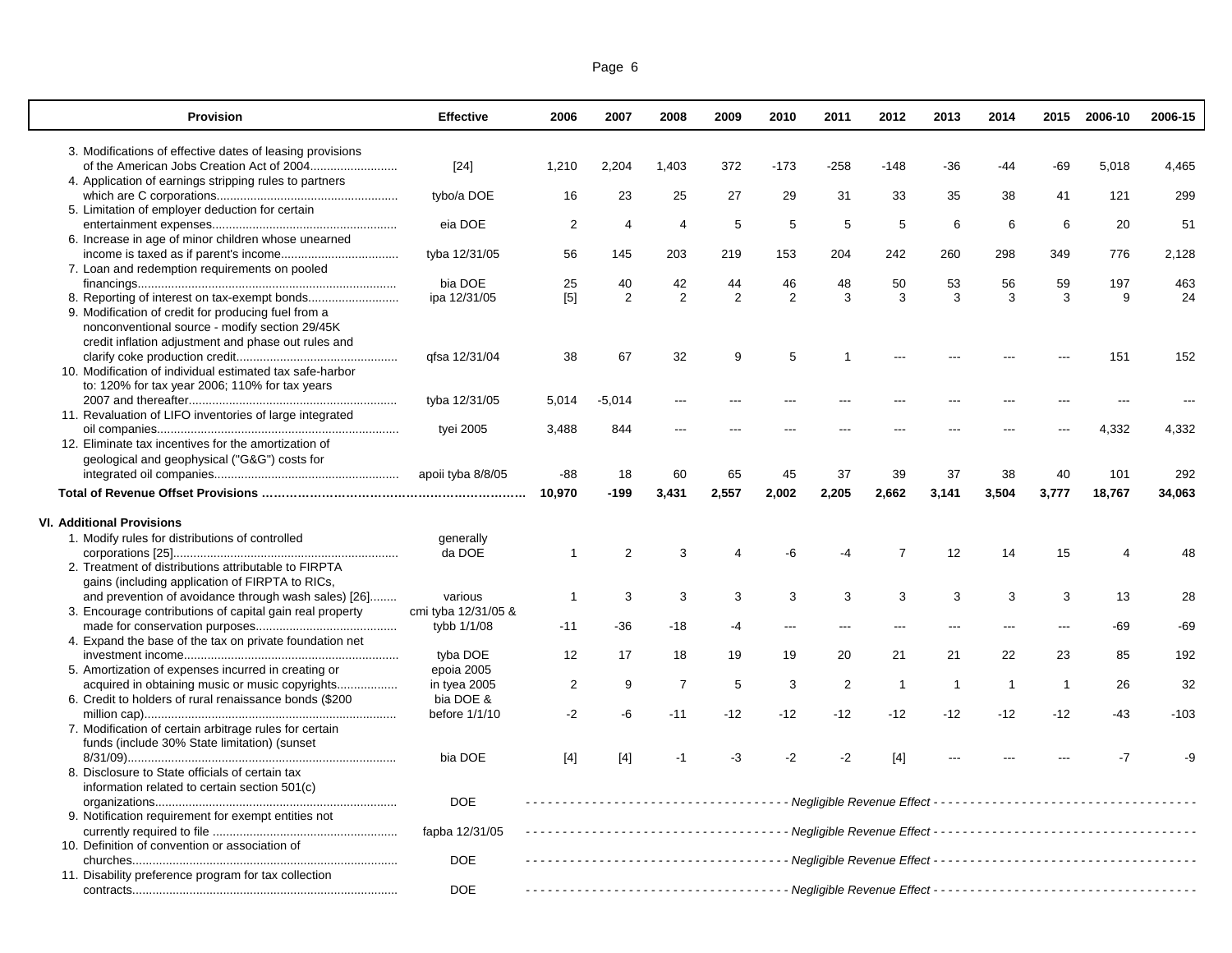| Provision | Effective | 2006 | 2007 | 2008 | 2009 | 2010 | 2011 | 2012 | 2013 | 2014 | 2015 | 2006-10 | 2006-15 |
|---|---|---|---|---|---|---|---|---|---|---|---|---|---|
| 3. Modifications of effective dates of leasing provisions of the American Jobs Creation Act of 2004 | [24] | 1,210 | 2,204 | 1,403 | 372 | -173 | -258 | -148 | -36 | -44 | -69 | 5,018 | 4,465 |
| 4. Application of earnings stripping rules to partners which are C corporations | tybo/a DOE | 16 | 23 | 25 | 27 | 29 | 31 | 33 | 35 | 38 | 41 | 121 | 299 |
| 5. Limitation of employer deduction for certain entertainment expenses | eia DOE | 2 | 4 | 4 | 5 | 5 | 5 | 5 | 6 | 6 | 6 | 20 | 51 |
| 6. Increase in age of minor children whose unearned income is taxed as if parent's income | tyba 12/31/05 | 56 | 145 | 203 | 219 | 153 | 204 | 242 | 260 | 298 | 349 | 776 | 2,128 |
| 7. Loan and redemption requirements on pooled financings | bia DOE | 25 | 40 | 42 | 44 | 46 | 48 | 50 | 53 | 56 | 59 | 197 | 463 |
| 8. Reporting of interest on tax-exempt bonds | ipa 12/31/05 | [5] | 2 | 2 | 2 | 2 | 3 | 3 | 3 | 3 | 3 | 9 | 24 |
| 9. Modification of credit for producing fuel from a nonconventional source - modify section 29/45K credit inflation adjustment and phase out rules and clarify coke production credit | qfsa 12/31/04 | 38 | 67 | 32 | 9 | 5 | 1 | --- | --- | --- | --- | 151 | 152 |
| 10. Modification of individual estimated tax safe-harbor to: 120% for tax year 2006; 110% for tax years 2007 and thereafter | tyba 12/31/05 | 5,014 | -5,014 | --- | --- | --- | --- | --- | --- | --- | --- | --- | --- |
| 11. Revaluation of LIFO inventories of large integrated oil companies | tyei 2005 | 3,488 | 844 | --- | --- | --- | --- | --- | --- | --- | --- | 4,332 | 4,332 |
| 12. Eliminate tax incentives for the amortization of geological and geophysical ("G&G") costs for integrated oil companies | apoii tyba 8/8/05 | -88 | 18 | 60 | 65 | 45 | 37 | 39 | 37 | 38 | 40 | 101 | 292 |
| **Total of Revenue Offset Provisions** | | **10,970** | **-199** | **3,431** | **2,557** | **2,002** | **2,205** | **2,662** | **3,141** | **3,504** | **3,777** | **18,767** | **34,063** |
| **VI. Additional Provisions** | | | | | | | | | | | | | |
| 1. Modify rules for distributions of controlled corporations [25] | generally da DOE | 1 | 2 | 3 | 4 | -6 | -4 | 7 | 12 | 14 | 15 | 4 | 48 |
| 2. Treatment of distributions attributable to FIRPTA gains (including application of FIRPTA to RICs, and prevention of avoidance through wash sales) [26] | various | 1 | 3 | 3 | 3 | 3 | 3 | 3 | 3 | 3 | 3 | 13 | 28 |
| 3. Encourage contributions of capital gain real property made for conservation purposes | cmi tyba 12/31/05 & tybb 1/1/08 | -11 | -36 | -18 | -4 | --- | --- | --- | --- | --- | --- | -69 | -69 |
| 4. Expand the base of the tax on private foundation net investment income | tyba DOE | 12 | 17 | 18 | 19 | 19 | 20 | 21 | 21 | 22 | 23 | 85 | 192 |
| 5. Amortization of expenses incurred in creating or acquired in obtaining music or music copyrights | epoia 2005 in tyea 2005 | 2 | 9 | 7 | 5 | 3 | 2 | 1 | 1 | 1 | 1 | 26 | 32 |
| 6. Credit to holders of rural renaissance bonds ($200 million cap) | bia DOE & before 1/1/10 | -2 | -6 | -11 | -12 | -12 | -12 | -12 | -12 | -12 | -12 | -43 | -103 |
| 7. Modification of certain arbitrage rules for certain funds (include 30% State limitation) (sunset 8/31/09) | bia DOE | [4] | [4] | -1 | -3 | -2 | -2 | [4] | --- | --- | --- | -7 | -9 |
| 8. Disclosure to State officials of certain tax information related to certain section 501(c) organizations | DOE | Negligible Revenue Effect | | | | | | | | | | | |
| 9. Notification requirement for exempt entities not currently required to file | fapba 12/31/05 | Negligible Revenue Effect | | | | | | | | | | | |
| 10. Definition of convention or association of churches | DOE | Negligible Revenue Effect | | | | | | | | | | | |
| 11. Disability preference program for tax collection contracts | DOE | Negligible Revenue Effect | | | | | | | | | | | |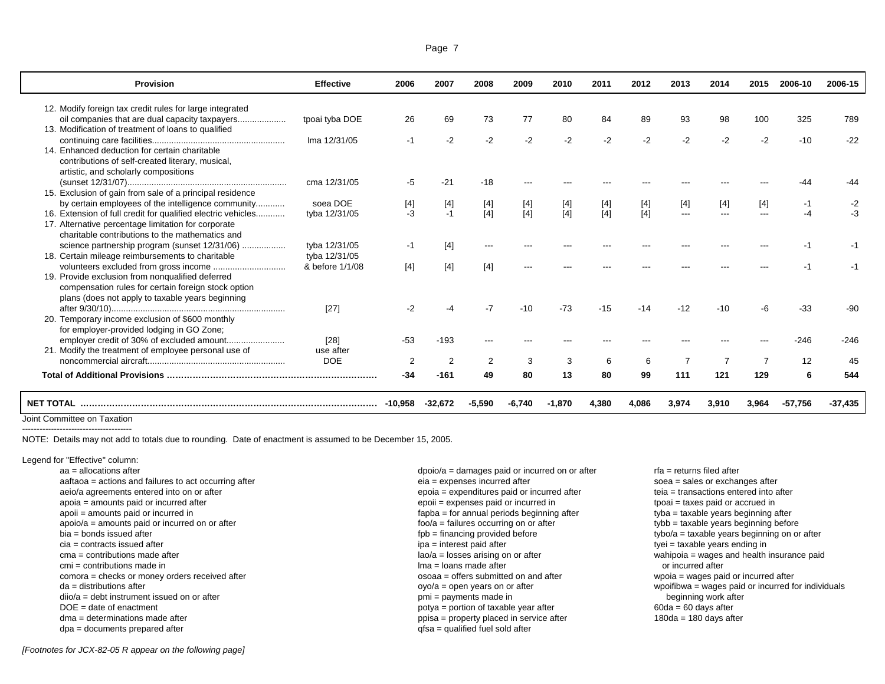| Provision | Effective | 2006 | 2007 | 2008 | 2009 | 2010 | 2011 | 2012 | 2013 | 2014 | 2015 | 2006-10 | 2006-15 |
|---|---|---|---|---|---|---|---|---|---|---|---|---|---|
| 12. Modify foreign tax credit rules for large integrated oil companies that are dual capacity taxpayers.................... | tpoai tyba DOE | 26 | 69 | 73 | 77 | 80 | 84 | 89 | 93 | 98 | 100 | 325 | 789 |
| 13. Modification of treatment of loans to qualified continuing care facilities...................................................... | lma 12/31/05 | -1 | -2 | -2 | -2 | -2 | -2 | -2 | -2 | -2 | -2 | -10 | -22 |
| 14. Enhanced deduction for certain charitable contributions of self-created literary, musical, artistic, and scholarly compositions (sunset 12/31/07)................................................................... | cma 12/31/05 | -5 | -21 | -18 | --- | --- | --- | --- | --- | --- | --- | -44 | -44 |
| 15. Exclusion of gain from sale of a principal residence by certain employees of the intelligence community............ | soea DOE | [4] | [4] | [4] | [4] | [4] | [4] | [4] | [4] | [4] | [4] | -1 | -2 |
| 16. Extension of full credit for qualified electric vehicles............ | tyba 12/31/05 | -3 | -1 | [4] | [4] | [4] | [4] | [4] | --- | --- | --- | -4 | -3 |
| 17. Alternative percentage limitation for corporate charitable contributions to the mathematics and science partnership program (sunset 12/31/06) .................. | tyba 12/31/05 | -1 | [4] | --- | --- | --- | --- | --- | --- | --- | --- | -1 | -1 |
| 18. Certain mileage reimbursements to charitable volunteers excluded from gross income .............................. | tyba 12/31/05 & before 1/1/08 | [4] | [4] | [4] | --- | --- | --- | --- | --- | --- | --- | -1 | -1 |
| 19. Provide exclusion from nonqualified deferred compensation rules for certain foreign stock option plans (does not apply to taxable years beginning after 9/30/10)......................................................................... | [27] | -2 | -4 | -7 | -10 | -73 | -15 | -14 | -12 | -10 | -6 | -33 | -90 |
| 20. Temporary income exclusion of $600 monthly for employer-provided lodging in GO Zone; employer credit of 30% of excluded amount........................ | [28] | -53 | -193 | --- | --- | --- | --- | --- | --- | --- | --- | -246 | -246 |
| 21. Modify the treatment of employee personal use of noncommercial aircraft......................................................... | use after DOE | 2 | 2 | 2 | 3 | 3 | 6 | 6 | 7 | 7 | 7 | 12 | 45 |
| **Total of Additional Provisions** ........................................................................ | | **-34** | **-161** | **49** | **80** | **13** | **80** | **99** | **111** | **121** | **129** | **6** | **544** |
| **NET TOTAL** ............................................................................................... | | **-10,958** | **-32,672** | **-5,590** | **-6,740** | **-1,870** | **4,380** | **4,086** | **3,974** | **3,910** | **3,964** | **-57,756** | **-37,435** |

Joint Committee on Taxation

---

NOTE: Details may not add to totals due to rounding. Date of enactment is assumed to be December 15, 2005.

Legend for "Effective" column:

- aa = allocations after
- aaftaoa = actions and failures to act occurring after
- aeio/a agreements entered into on or after
- apoia = amounts paid or incurred after
- apoii = amounts paid or incurred in
- apoio/a = amounts paid or incurred on or after
- bia = bonds issued after
- cia = contracts issued after
- cma = contributions made after
- cmi = contributions made in
- comora = checks or money orders received after
- da = distributions after
- diio/a = debt instrument issued on or after
- DOE = date of enactment
- dma = determinations made after
- dpa = documents prepared after
- dpoio/a = damages paid or incurred on or after
- eia = expenses incurred after
- epoia = expenditures paid or incurred after
- epoii = expenses paid or incurred in
- fapba = for annual periods beginning after
- foo/a = failures occurring on or after
- fpb = financing provided before
- ipa = interest paid after
- lao/a = losses arising on or after
- lma = loans made after
- osoaa = offers submitted on and after
- oyo/a = open years on or after
- pmi = payments made in
- potya = portion of taxable year after
- ppisa = property placed in service after
- qfsa = qualified fuel sold after
- rfa = returns filed after
- soea = sales or exchanges after
- teia = transactions entered into after
- tpoai = taxes paid or accrued in
- tyba = taxable years beginning after
- tybb = taxable years beginning before
- tybo/a = taxable years beginning on or after
- tyei = taxable years ending in
- wahipoia = wages and health insurance paid or incurred after
- wpoia = wages paid or incurred after
- wpoifibwa = wages paid or incurred for individuals beginning work after
- 60da = 60 days after
- 180da = 180 days after

*[Footnotes for JCX-82-05 R appear on the following page]*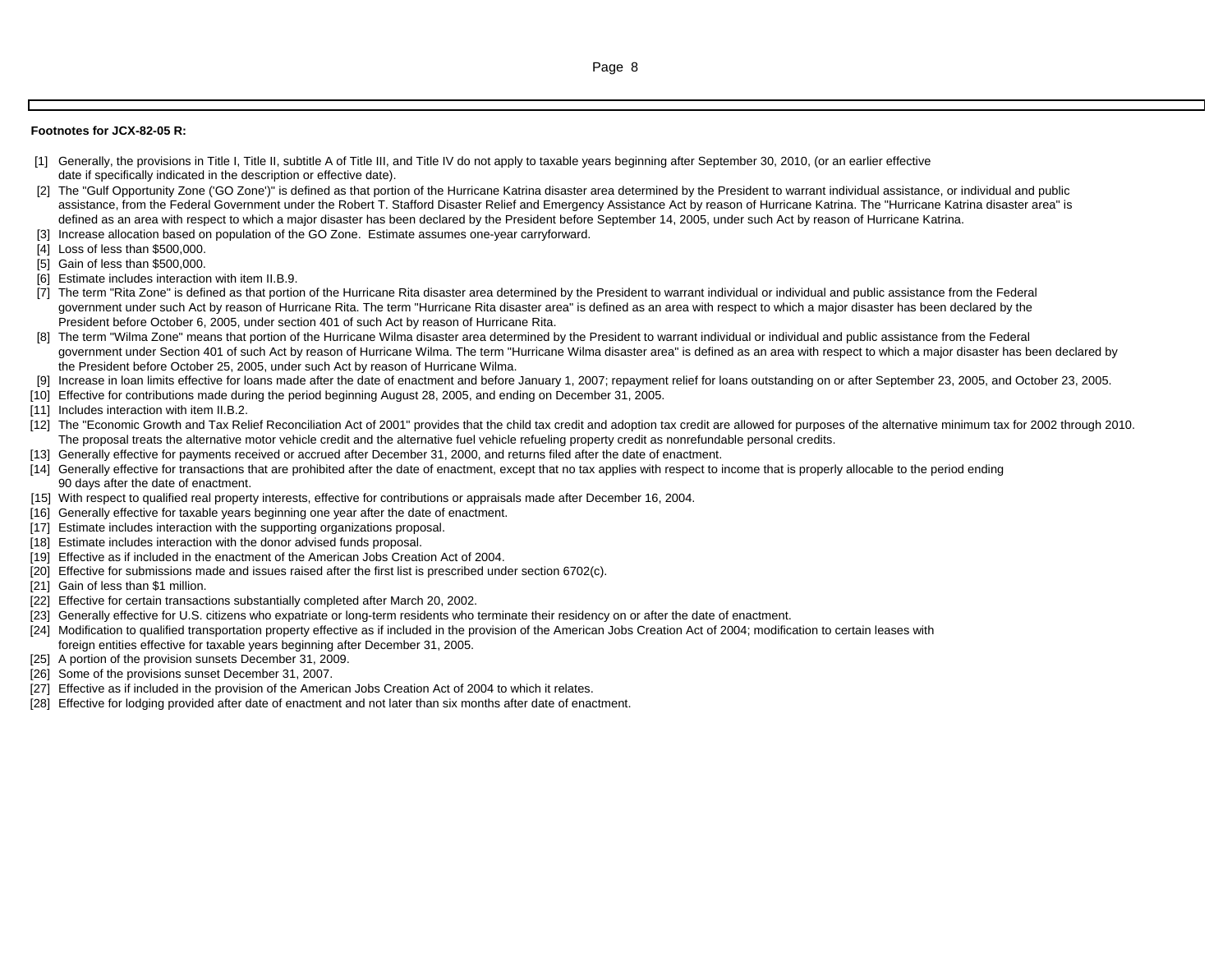**Footnotes for JCX-82-05 R:**

[1] Generally, the provisions in Title I, Title II, subtitle A of Title III, and Title IV do not apply to taxable years beginning after September 30, 2010, (or an earlier effective date if specifically indicated in the description or effective date).

[2] The "Gulf Opportunity Zone ('GO Zone')" is defined as that portion of the Hurricane Katrina disaster area determined by the President to warrant individual assistance, or individual and public assistance, from the Federal Government under the Robert T. Stafford Disaster Relief and Emergency Assistance Act by reason of Hurricane Katrina. The "Hurricane Katrina disaster area" is defined as an area with respect to which a major disaster has been declared by the President before September 14, 2005, under such Act by reason of Hurricane Katrina.

[3] Increase allocation based on population of the GO Zone. Estimate assumes one-year carryforward.

[4] Loss of less than $500,000.

[5] Gain of less than $500,000.

[6] Estimate includes interaction with item II.B.9.

[7] The term "Rita Zone" is defined as that portion of the Hurricane Rita disaster area determined by the President to warrant individual or individual and public assistance from the Federal government under such Act by reason of Hurricane Rita. The term "Hurricane Rita disaster area" is defined as an area with respect to which a major disaster has been declared by the President before October 6, 2005, under section 401 of such Act by reason of Hurricane Rita.

[8] The term "Wilma Zone" means that portion of the Hurricane Wilma disaster area determined by the President to warrant individual or individual and public assistance from the Federal government under Section 401 of such Act by reason of Hurricane Wilma. The term "Hurricane Wilma disaster area" is defined as an area with respect to which a major disaster has been declared by the President before October 25, 2005, under such Act by reason of Hurricane Wilma.

[9] Increase in loan limits effective for loans made after the date of enactment and before January 1, 2007; repayment relief for loans outstanding on or after September 23, 2005, and October 23, 2005.

[10] Effective for contributions made during the period beginning August 28, 2005, and ending on December 31, 2005.

[11] Includes interaction with item II.B.2.

[12] The "Economic Growth and Tax Relief Reconciliation Act of 2001" provides that the child tax credit and adoption tax credit are allowed for purposes of the alternative minimum tax for 2002 through 2010. The proposal treats the alternative motor vehicle credit and the alternative fuel vehicle refueling property credit as nonrefundable personal credits.

[13] Generally effective for payments received or accrued after December 31, 2000, and returns filed after the date of enactment.

[14] Generally effective for transactions that are prohibited after the date of enactment, except that no tax applies with respect to income that is properly allocable to the period ending 90 days after the date of enactment.

[15] With respect to qualified real property interests, effective for contributions or appraisals made after December 16, 2004.

[16] Generally effective for taxable years beginning one year after the date of enactment.

[17] Estimate includes interaction with the supporting organizations proposal.

[18] Estimate includes interaction with the donor advised funds proposal.

[19] Effective as if included in the enactment of the American Jobs Creation Act of 2004.

[20] Effective for submissions made and issues raised after the first list is prescribed under section 6702(c).

[21] Gain of less than $1 million.

[22] Effective for certain transactions substantially completed after March 20, 2002.

[23] Generally effective for U.S. citizens who expatriate or long-term residents who terminate their residency on or after the date of enactment.

[24] Modification to qualified transportation property effective as if included in the provision of the American Jobs Creation Act of 2004; modification to certain leases with foreign entities effective for taxable years beginning after December 31, 2005.

[25] A portion of the provision sunsets December 31, 2009.

[26] Some of the provisions sunset December 31, 2007.

[27] Effective as if included in the provision of the American Jobs Creation Act of 2004 to which it relates.

[28] Effective for lodging provided after date of enactment and not later than six months after date of enactment.